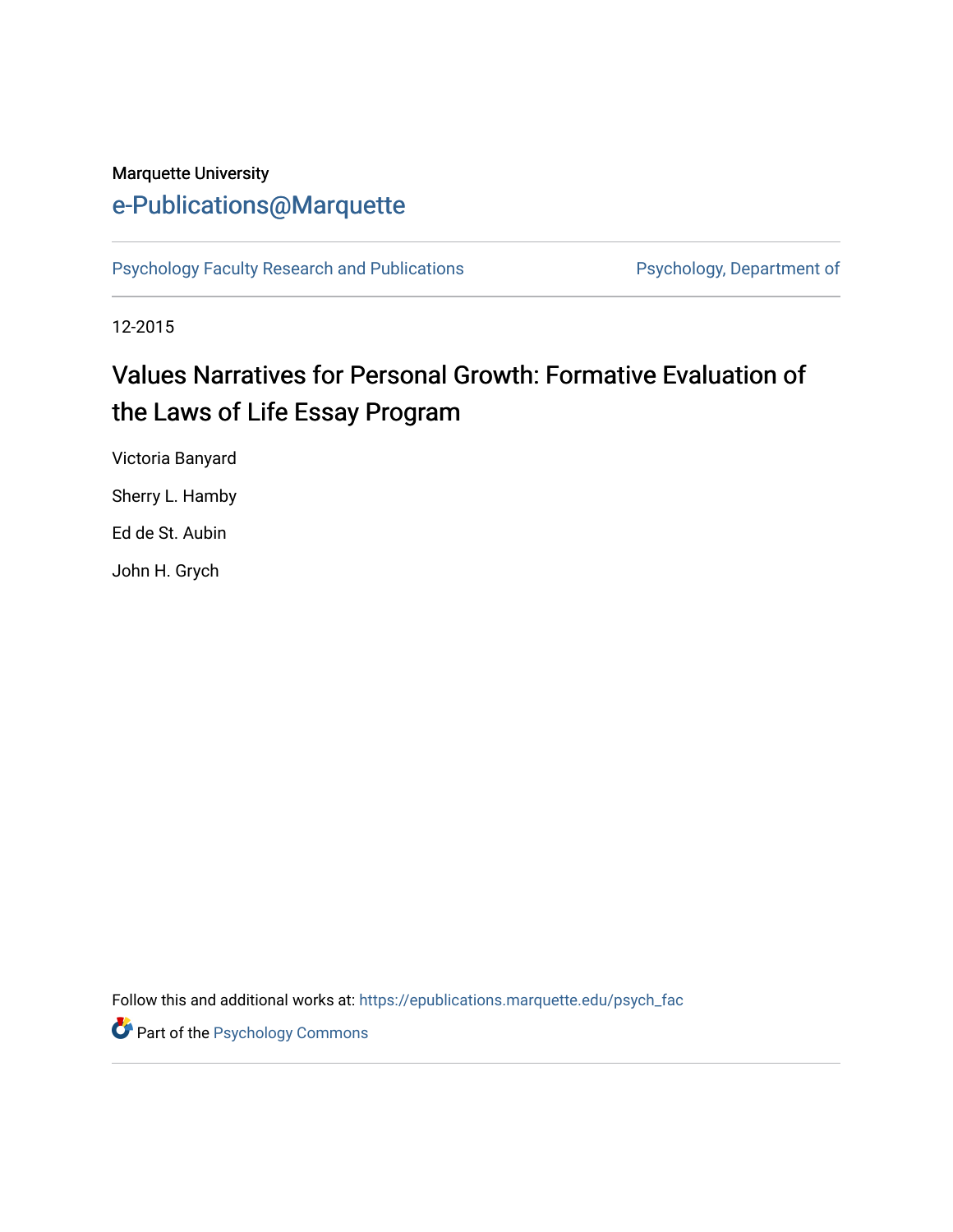Marquette University

# e-Publications@Marquette

Psychology Faculty Research and Publications | Psychology, Department of

12-2015

## Values Narratives for Personal Growth: Formative Evaluation of the Laws of Life Essay Program

Victoria Banyard

Sherry L. Hamby

Ed de St. Aubin

John H. Grych

Follow this and additional works at: https://epublications.marquette.edu/psych_fac

Part of the Psychology Commons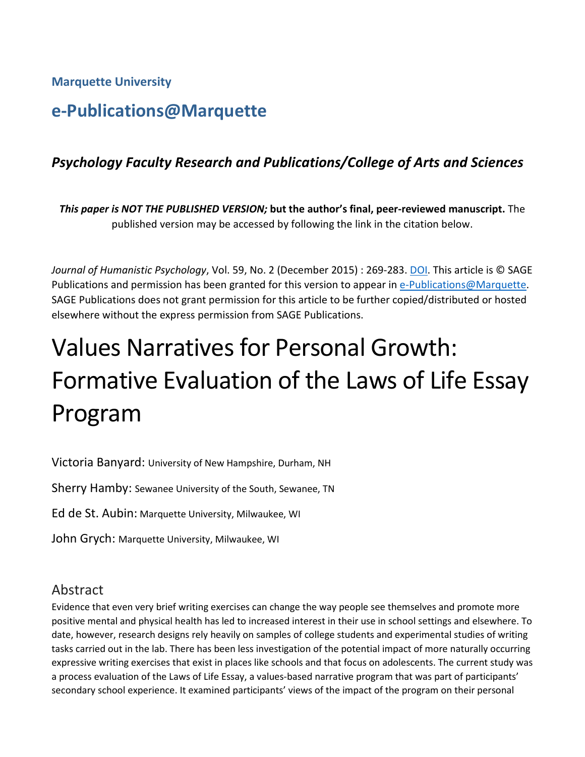**Marquette University**

## e-Publications@Marquette

### *Psychology Faculty Research and Publications/College of Arts and Sciences*

***This paper is NOT THE PUBLISHED VERSION;* but the author's final, peer-reviewed manuscript.** The published version may be accessed by following the link in the citation below.

*Journal of Humanistic Psychology*, Vol. 59, No. 2 (December 2015) : 269-283. DOI. This article is © SAGE Publications and permission has been granted for this version to appear in e-Publications@Marquette. SAGE Publications does not grant permission for this article to be further copied/distributed or hosted elsewhere without the express permission from SAGE Publications.

# Values Narratives for Personal Growth: Formative Evaluation of the Laws of Life Essay Program

Victoria Banyard: University of New Hampshire, Durham, NH

Sherry Hamby: Sewanee University of the South, Sewanee, TN

Ed de St. Aubin: Marquette University, Milwaukee, WI

John Grych: Marquette University, Milwaukee, WI

## Abstract

Evidence that even very brief writing exercises can change the way people see themselves and promote more positive mental and physical health has led to increased interest in their use in school settings and elsewhere. To date, however, research designs rely heavily on samples of college students and experimental studies of writing tasks carried out in the lab. There has been less investigation of the potential impact of more naturally occurring expressive writing exercises that exist in places like schools and that focus on adolescents. The current study was a process evaluation of the Laws of Life Essay, a values-based narrative program that was part of participants' secondary school experience. It examined participants' views of the impact of the program on their personal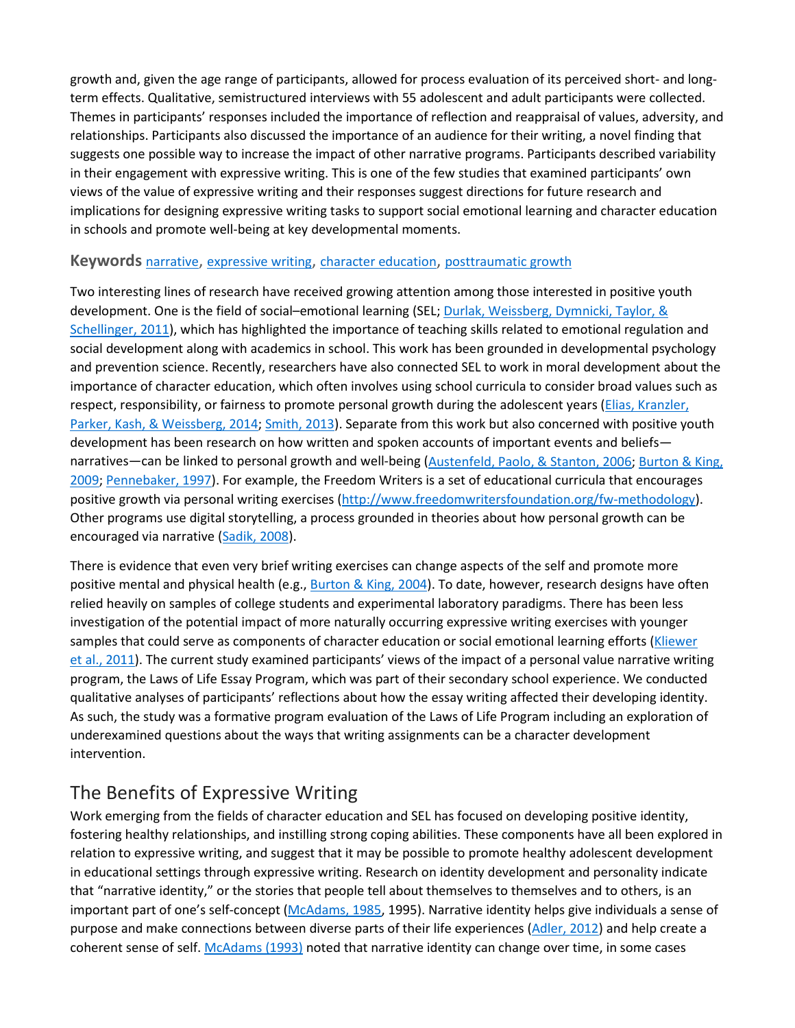growth and, given the age range of participants, allowed for process evaluation of its perceived short- and long-term effects. Qualitative, semistructured interviews with 55 adolescent and adult participants were collected. Themes in participants' responses included the importance of reflection and reappraisal of values, adversity, and relationships. Participants also discussed the importance of an audience for their writing, a novel finding that suggests one possible way to increase the impact of other narrative programs. Participants described variability in their engagement with expressive writing. This is one of the few studies that examined participants' own views of the value of expressive writing and their responses suggest directions for future research and implications for designing expressive writing tasks to support social emotional learning and character education in schools and promote well-being at key developmental moments.

**Keywords** narrative, expressive writing, character education, posttraumatic growth

Two interesting lines of research have received growing attention among those interested in positive youth development. One is the field of social–emotional learning (SEL; Durlak, Weissberg, Dymnicki, Taylor, & Schellinger, 2011), which has highlighted the importance of teaching skills related to emotional regulation and social development along with academics in school. This work has been grounded in developmental psychology and prevention science. Recently, researchers have also connected SEL to work in moral development about the importance of character education, which often involves using school curricula to consider broad values such as respect, responsibility, or fairness to promote personal growth during the adolescent years (Elias, Kranzler, Parker, Kash, & Weissberg, 2014; Smith, 2013). Separate from this work but also concerned with positive youth development has been research on how written and spoken accounts of important events and beliefs—narratives—can be linked to personal growth and well-being (Austenfeld, Paolo, & Stanton, 2006; Burton & King, 2009; Pennebaker, 1997). For example, the Freedom Writers is a set of educational curricula that encourages positive growth via personal writing exercises (http://www.freedomwritersfoundation.org/fw-methodology). Other programs use digital storytelling, a process grounded in theories about how personal growth can be encouraged via narrative (Sadik, 2008).

There is evidence that even very brief writing exercises can change aspects of the self and promote more positive mental and physical health (e.g., Burton & King, 2004). To date, however, research designs have often relied heavily on samples of college students and experimental laboratory paradigms. There has been less investigation of the potential impact of more naturally occurring expressive writing exercises with younger samples that could serve as components of character education or social emotional learning efforts (Kliewer et al., 2011). The current study examined participants' views of the impact of a personal value narrative writing program, the Laws of Life Essay Program, which was part of their secondary school experience. We conducted qualitative analyses of participants' reflections about how the essay writing affected their developing identity. As such, the study was a formative program evaluation of the Laws of Life Program including an exploration of underexamined questions about the ways that writing assignments can be a character development intervention.

## The Benefits of Expressive Writing

Work emerging from the fields of character education and SEL has focused on developing positive identity, fostering healthy relationships, and instilling strong coping abilities. These components have all been explored in relation to expressive writing, and suggest that it may be possible to promote healthy adolescent development in educational settings through expressive writing. Research on identity development and personality indicate that "narrative identity," or the stories that people tell about themselves to themselves and to others, is an important part of one's self-concept (McAdams, 1985, 1995). Narrative identity helps give individuals a sense of purpose and make connections between diverse parts of their life experiences (Adler, 2012) and help create a coherent sense of self. McAdams (1993) noted that narrative identity can change over time, in some cases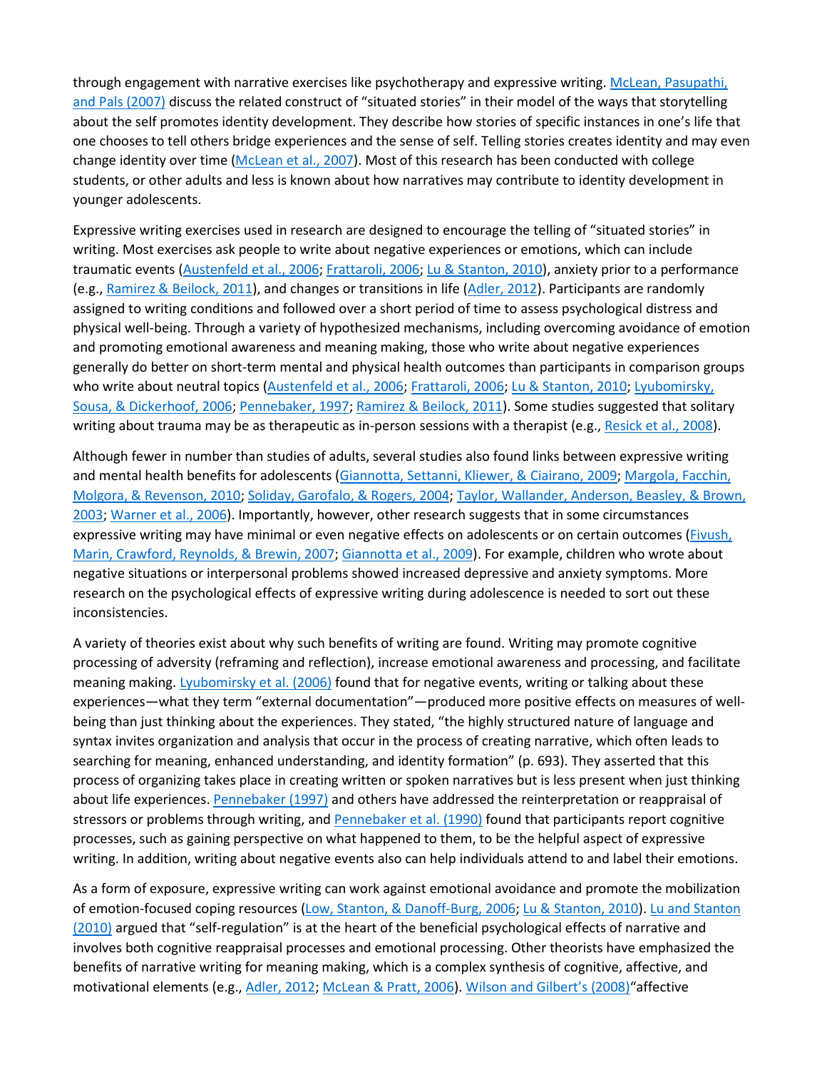through engagement with narrative exercises like psychotherapy and expressive writing. McLean, Pasupathi, and Pals (2007) discuss the related construct of "situated stories" in their model of the ways that storytelling about the self promotes identity development. They describe how stories of specific instances in one's life that one chooses to tell others bridge experiences and the sense of self. Telling stories creates identity and may even change identity over time (McLean et al., 2007). Most of this research has been conducted with college students, or other adults and less is known about how narratives may contribute to identity development in younger adolescents.

Expressive writing exercises used in research are designed to encourage the telling of "situated stories" in writing. Most exercises ask people to write about negative experiences or emotions, which can include traumatic events (Austenfeld et al., 2006; Frattaroli, 2006; Lu & Stanton, 2010), anxiety prior to a performance (e.g., Ramirez & Beilock, 2011), and changes or transitions in life (Adler, 2012). Participants are randomly assigned to writing conditions and followed over a short period of time to assess psychological distress and physical well-being. Through a variety of hypothesized mechanisms, including overcoming avoidance of emotion and promoting emotional awareness and meaning making, those who write about negative experiences generally do better on short-term mental and physical health outcomes than participants in comparison groups who write about neutral topics (Austenfeld et al., 2006; Frattaroli, 2006; Lu & Stanton, 2010; Lyubomirsky, Sousa, & Dickerhoof, 2006; Pennebaker, 1997; Ramirez & Beilock, 2011). Some studies suggested that solitary writing about trauma may be as therapeutic as in-person sessions with a therapist (e.g., Resick et al., 2008).

Although fewer in number than studies of adults, several studies also found links between expressive writing and mental health benefits for adolescents (Giannotta, Settanni, Kliewer, & Ciairano, 2009; Margola, Facchin, Molgora, & Revenson, 2010; Soliday, Garofalo, & Rogers, 2004; Taylor, Wallander, Anderson, Beasley, & Brown, 2003; Warner et al., 2006). Importantly, however, other research suggests that in some circumstances expressive writing may have minimal or even negative effects on adolescents or on certain outcomes (Fivush, Marin, Crawford, Reynolds, & Brewin, 2007; Giannotta et al., 2009). For example, children who wrote about negative situations or interpersonal problems showed increased depressive and anxiety symptoms. More research on the psychological effects of expressive writing during adolescence is needed to sort out these inconsistencies.

A variety of theories exist about why such benefits of writing are found. Writing may promote cognitive processing of adversity (reframing and reflection), increase emotional awareness and processing, and facilitate meaning making. Lyubomirsky et al. (2006) found that for negative events, writing or talking about these experiences—what they term "external documentation"—produced more positive effects on measures of well-being than just thinking about the experiences. They stated, "the highly structured nature of language and syntax invites organization and analysis that occur in the process of creating narrative, which often leads to searching for meaning, enhanced understanding, and identity formation" (p. 693). They asserted that this process of organizing takes place in creating written or spoken narratives but is less present when just thinking about life experiences. Pennebaker (1997) and others have addressed the reinterpretation or reappraisal of stressors or problems through writing, and Pennebaker et al. (1990) found that participants report cognitive processes, such as gaining perspective on what happened to them, to be the helpful aspect of expressive writing. In addition, writing about negative events also can help individuals attend to and label their emotions.

As a form of exposure, expressive writing can work against emotional avoidance and promote the mobilization of emotion-focused coping resources (Low, Stanton, & Danoff-Burg, 2006; Lu & Stanton, 2010). Lu and Stanton (2010) argued that "self-regulation" is at the heart of the beneficial psychological effects of narrative and involves both cognitive reappraisal processes and emotional processing. Other theorists have emphasized the benefits of narrative writing for meaning making, which is a complex synthesis of cognitive, affective, and motivational elements (e.g., Adler, 2012; McLean & Pratt, 2006). Wilson and Gilbert's (2008)"affective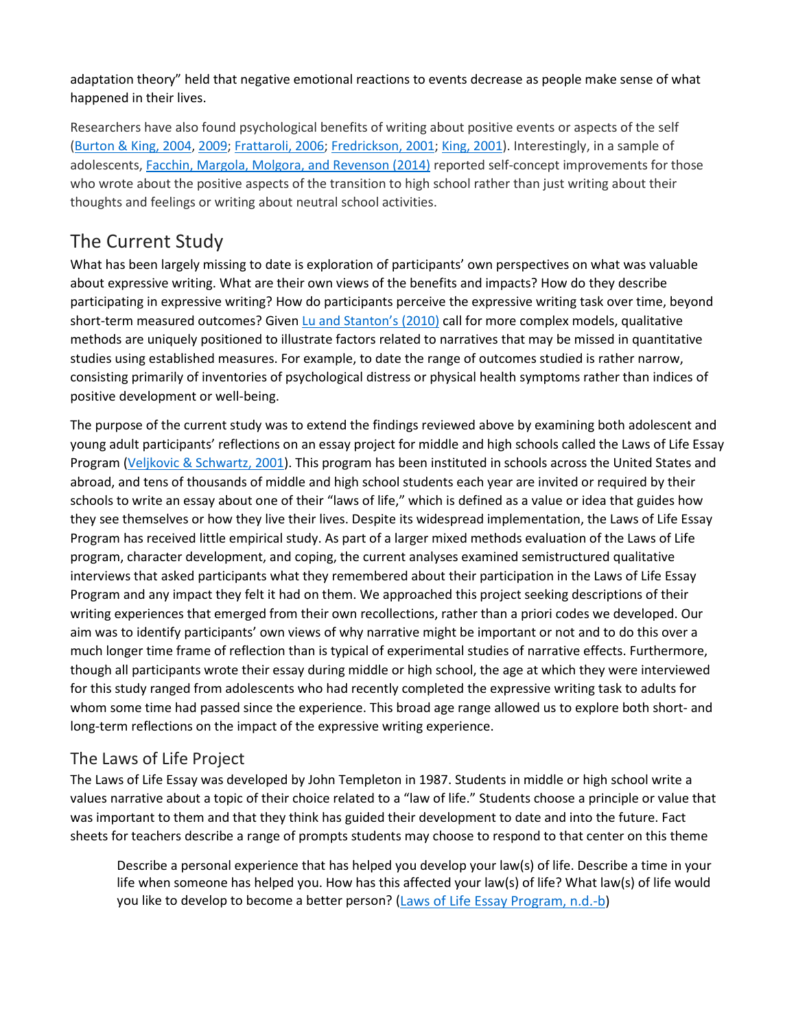adaptation theory" held that negative emotional reactions to events decrease as people make sense of what happened in their lives.

Researchers have also found psychological benefits of writing about positive events or aspects of the self (Burton & King, 2004, 2009; Frattaroli, 2006; Fredrickson, 2001; King, 2001). Interestingly, in a sample of adolescents, Facchin, Margola, Molgora, and Revenson (2014) reported self-concept improvements for those who wrote about the positive aspects of the transition to high school rather than just writing about their thoughts and feelings or writing about neutral school activities.

## The Current Study

What has been largely missing to date is exploration of participants' own perspectives on what was valuable about expressive writing. What are their own views of the benefits and impacts? How do they describe participating in expressive writing? How do participants perceive the expressive writing task over time, beyond short-term measured outcomes? Given Lu and Stanton's (2010) call for more complex models, qualitative methods are uniquely positioned to illustrate factors related to narratives that may be missed in quantitative studies using established measures. For example, to date the range of outcomes studied is rather narrow, consisting primarily of inventories of psychological distress or physical health symptoms rather than indices of positive development or well-being.

The purpose of the current study was to extend the findings reviewed above by examining both adolescent and young adult participants' reflections on an essay project for middle and high schools called the Laws of Life Essay Program (Veljkovic & Schwartz, 2001). This program has been instituted in schools across the United States and abroad, and tens of thousands of middle and high school students each year are invited or required by their schools to write an essay about one of their "laws of life," which is defined as a value or idea that guides how they see themselves or how they live their lives. Despite its widespread implementation, the Laws of Life Essay Program has received little empirical study. As part of a larger mixed methods evaluation of the Laws of Life program, character development, and coping, the current analyses examined semistructured qualitative interviews that asked participants what they remembered about their participation in the Laws of Life Essay Program and any impact they felt it had on them. We approached this project seeking descriptions of their writing experiences that emerged from their own recollections, rather than a priori codes we developed. Our aim was to identify participants' own views of why narrative might be important or not and to do this over a much longer time frame of reflection than is typical of experimental studies of narrative effects. Furthermore, though all participants wrote their essay during middle or high school, the age at which they were interviewed for this study ranged from adolescents who had recently completed the expressive writing task to adults for whom some time had passed since the experience. This broad age range allowed us to explore both short- and long-term reflections on the impact of the expressive writing experience.

### The Laws of Life Project

The Laws of Life Essay was developed by John Templeton in 1987. Students in middle or high school write a values narrative about a topic of their choice related to a "law of life." Students choose a principle or value that was important to them and that they think has guided their development to date and into the future. Fact sheets for teachers describe a range of prompts students may choose to respond to that center on this theme

> Describe a personal experience that has helped you develop your law(s) of life. Describe a time in your life when someone has helped you. How has this affected your law(s) of life? What law(s) of life would you like to develop to become a better person? (Laws of Life Essay Program, n.d.-b)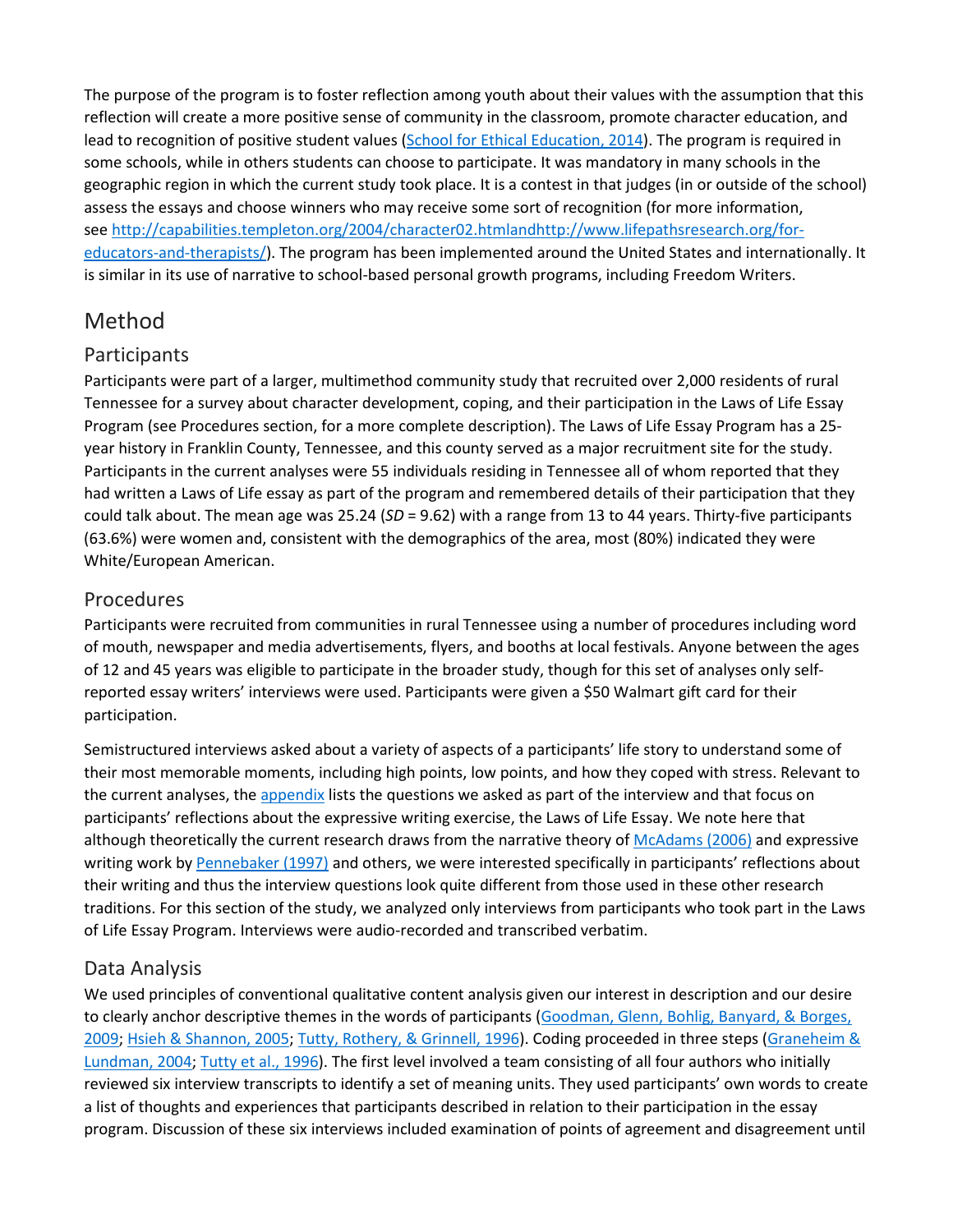The purpose of the program is to foster reflection among youth about their values with the assumption that this reflection will create a more positive sense of community in the classroom, promote character education, and lead to recognition of positive student values (School for Ethical Education, 2014). The program is required in some schools, while in others students can choose to participate. It was mandatory in many schools in the geographic region in which the current study took place. It is a contest in that judges (in or outside of the school) assess the essays and choose winners who may receive some sort of recognition (for more information, see http://capabilities.templeton.org/2004/character02.htmlandhttp://www.lifepathsresearch.org/for-educators-and-therapists/). The program has been implemented around the United States and internationally. It is similar in its use of narrative to school-based personal growth programs, including Freedom Writers.

# Method

## Participants

Participants were part of a larger, multimethod community study that recruited over 2,000 residents of rural Tennessee for a survey about character development, coping, and their participation in the Laws of Life Essay Program (see Procedures section, for a more complete description). The Laws of Life Essay Program has a 25-year history in Franklin County, Tennessee, and this county served as a major recruitment site for the study. Participants in the current analyses were 55 individuals residing in Tennessee all of whom reported that they had written a Laws of Life essay as part of the program and remembered details of their participation that they could talk about. The mean age was 25.24 (*SD* = 9.62) with a range from 13 to 44 years. Thirty-five participants (63.6%) were women and, consistent with the demographics of the area, most (80%) indicated they were White/European American.

## Procedures

Participants were recruited from communities in rural Tennessee using a number of procedures including word of mouth, newspaper and media advertisements, flyers, and booths at local festivals. Anyone between the ages of 12 and 45 years was eligible to participate in the broader study, though for this set of analyses only self-reported essay writers' interviews were used. Participants were given a $50 Walmart gift card for their participation.

Semistructured interviews asked about a variety of aspects of a participants' life story to understand some of their most memorable moments, including high points, low points, and how they coped with stress. Relevant to the current analyses, the appendix lists the questions we asked as part of the interview and that focus on participants' reflections about the expressive writing exercise, the Laws of Life Essay. We note here that although theoretically the current research draws from the narrative theory of McAdams (2006) and expressive writing work by Pennebaker (1997) and others, we were interested specifically in participants' reflections about their writing and thus the interview questions look quite different from those used in these other research traditions. For this section of the study, we analyzed only interviews from participants who took part in the Laws of Life Essay Program. Interviews were audio-recorded and transcribed verbatim.

## Data Analysis

We used principles of conventional qualitative content analysis given our interest in description and our desire to clearly anchor descriptive themes in the words of participants (Goodman, Glenn, Bohlig, Banyard, & Borges, 2009; Hsieh & Shannon, 2005; Tutty, Rothery, & Grinnell, 1996). Coding proceeded in three steps (Graneheim & Lundman, 2004; Tutty et al., 1996). The first level involved a team consisting of all four authors who initially reviewed six interview transcripts to identify a set of meaning units. They used participants' own words to create a list of thoughts and experiences that participants described in relation to their participation in the essay program. Discussion of these six interviews included examination of points of agreement and disagreement until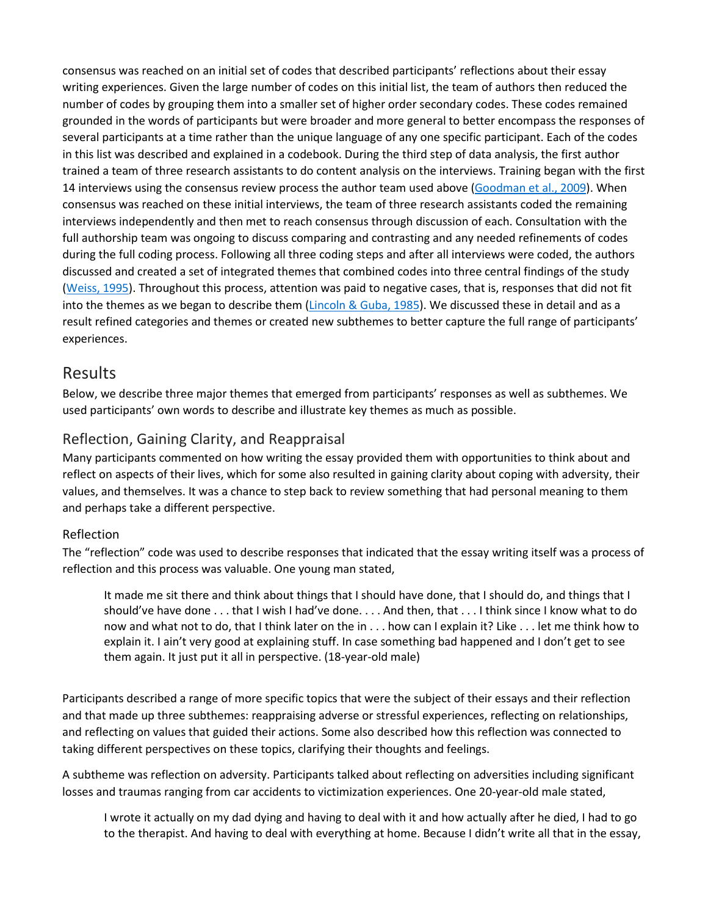consensus was reached on an initial set of codes that described participants' reflections about their essay writing experiences. Given the large number of codes on this initial list, the team of authors then reduced the number of codes by grouping them into a smaller set of higher order secondary codes. These codes remained grounded in the words of participants but were broader and more general to better encompass the responses of several participants at a time rather than the unique language of any one specific participant. Each of the codes in this list was described and explained in a codebook. During the third step of data analysis, the first author trained a team of three research assistants to do content analysis on the interviews. Training began with the first 14 interviews using the consensus review process the author team used above (Goodman et al., 2009). When consensus was reached on these initial interviews, the team of three research assistants coded the remaining interviews independently and then met to reach consensus through discussion of each. Consultation with the full authorship team was ongoing to discuss comparing and contrasting and any needed refinements of codes during the full coding process. Following all three coding steps and after all interviews were coded, the authors discussed and created a set of integrated themes that combined codes into three central findings of the study (Weiss, 1995). Throughout this process, attention was paid to negative cases, that is, responses that did not fit into the themes as we began to describe them (Lincoln & Guba, 1985). We discussed these in detail and as a result refined categories and themes or created new subthemes to better capture the full range of participants' experiences.

# Results

Below, we describe three major themes that emerged from participants' responses as well as subthemes. We used participants' own words to describe and illustrate key themes as much as possible.

## Reflection, Gaining Clarity, and Reappraisal

Many participants commented on how writing the essay provided them with opportunities to think about and reflect on aspects of their lives, which for some also resulted in gaining clarity about coping with adversity, their values, and themselves. It was a chance to step back to review something that had personal meaning to them and perhaps take a different perspective.

### Reflection

The "reflection" code was used to describe responses that indicated that the essay writing itself was a process of reflection and this process was valuable. One young man stated,

> It made me sit there and think about things that I should have done, that I should do, and things that I should've have done . . . that I wish I had've done. . . . And then, that . . . I think since I know what to do now and what not to do, that I think later on the in . . . how can I explain it? Like . . . let me think how to explain it. I ain't very good at explaining stuff. In case something bad happened and I don't get to see them again. It just put it all in perspective. (18-year-old male)

Participants described a range of more specific topics that were the subject of their essays and their reflection and that made up three subthemes: reappraising adverse or stressful experiences, reflecting on relationships, and reflecting on values that guided their actions. Some also described how this reflection was connected to taking different perspectives on these topics, clarifying their thoughts and feelings.

A subtheme was reflection on adversity. Participants talked about reflecting on adversities including significant losses and traumas ranging from car accidents to victimization experiences. One 20-year-old male stated,

> I wrote it actually on my dad dying and having to deal with it and how actually after he died, I had to go to the therapist. And having to deal with everything at home. Because I didn't write all that in the essay,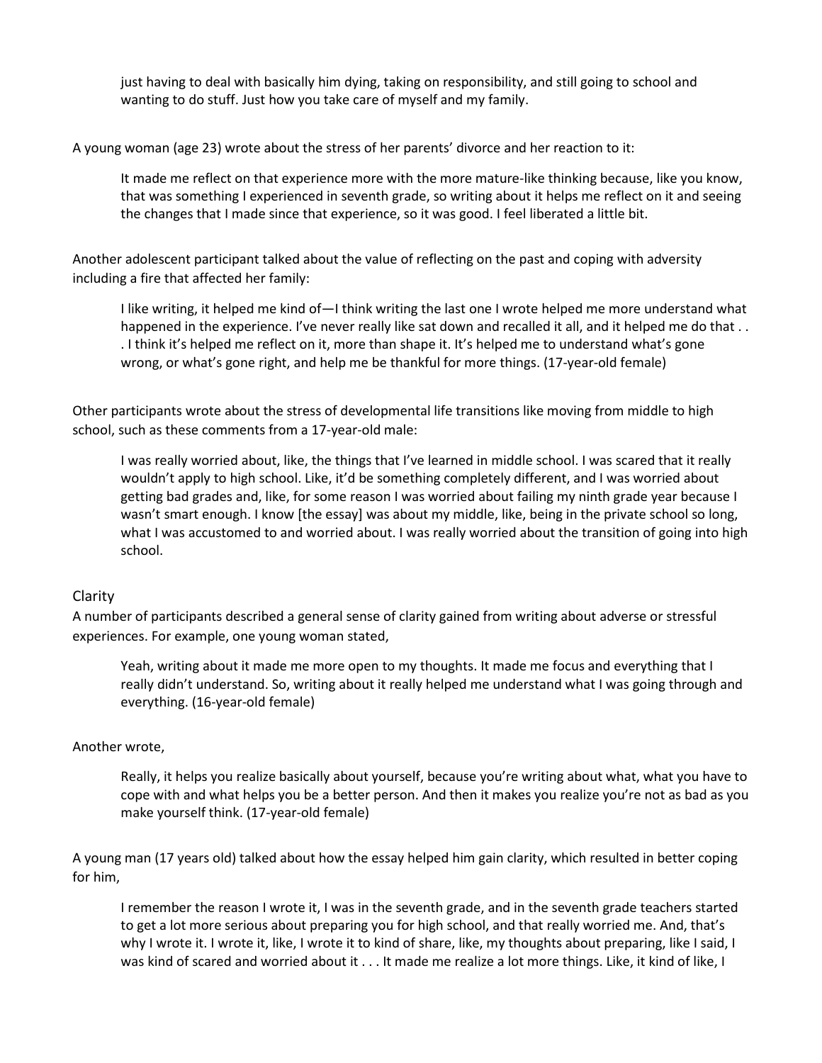> just having to deal with basically him dying, taking on responsibility, and still going to school and wanting to do stuff. Just how you take care of myself and my family.

A young woman (age 23) wrote about the stress of her parents' divorce and her reaction to it:

> It made me reflect on that experience more with the more mature-like thinking because, like you know, that was something I experienced in seventh grade, so writing about it helps me reflect on it and seeing the changes that I made since that experience, so it was good. I feel liberated a little bit.

Another adolescent participant talked about the value of reflecting on the past and coping with adversity including a fire that affected her family:

> I like writing, it helped me kind of—I think writing the last one I wrote helped me more understand what happened in the experience. I've never really like sat down and recalled it all, and it helped me do that . . . I think it's helped me reflect on it, more than shape it. It's helped me to understand what's gone wrong, or what's gone right, and help me be thankful for more things. (17-year-old female)

Other participants wrote about the stress of developmental life transitions like moving from middle to high school, such as these comments from a 17-year-old male:

> I was really worried about, like, the things that I've learned in middle school. I was scared that it really wouldn't apply to high school. Like, it'd be something completely different, and I was worried about getting bad grades and, like, for some reason I was worried about failing my ninth grade year because I wasn't smart enough. I know [the essay] was about my middle, like, being in the private school so long, what I was accustomed to and worried about. I was really worried about the transition of going into high school.

### Clarity

A number of participants described a general sense of clarity gained from writing about adverse or stressful experiences. For example, one young woman stated,

> Yeah, writing about it made me more open to my thoughts. It made me focus and everything that I really didn't understand. So, writing about it really helped me understand what I was going through and everything. (16-year-old female)

Another wrote,

> Really, it helps you realize basically about yourself, because you're writing about what, what you have to cope with and what helps you be a better person. And then it makes you realize you're not as bad as you make yourself think. (17-year-old female)

A young man (17 years old) talked about how the essay helped him gain clarity, which resulted in better coping for him,

> I remember the reason I wrote it, I was in the seventh grade, and in the seventh grade teachers started to get a lot more serious about preparing you for high school, and that really worried me. And, that's why I wrote it. I wrote it, like, I wrote it to kind of share, like, my thoughts about preparing, like I said, I was kind of scared and worried about it . . . It made me realize a lot more things. Like, it kind of like, I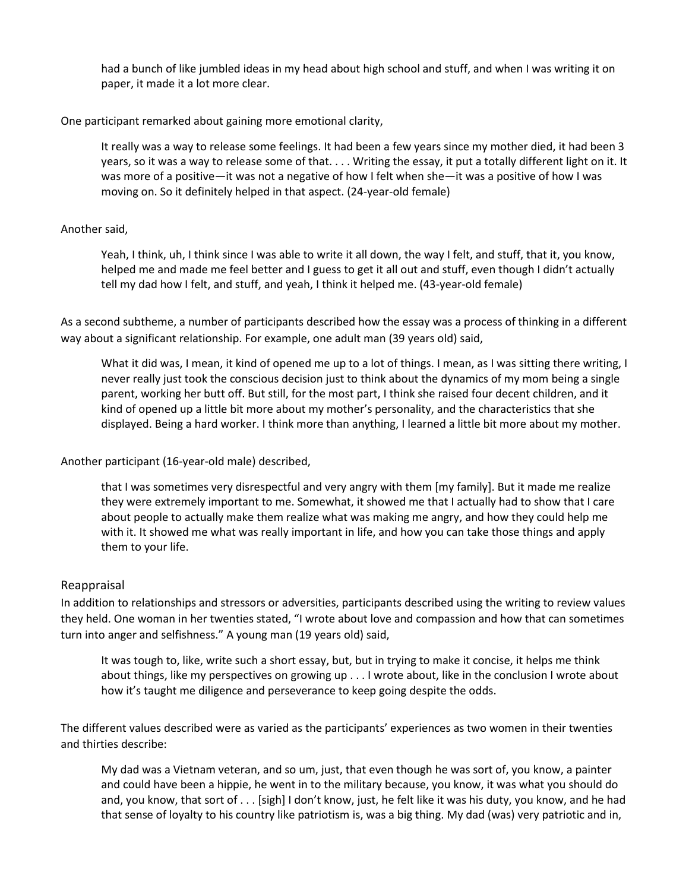> had a bunch of like jumbled ideas in my head about high school and stuff, and when I was writing it on paper, it made it a lot more clear.

One participant remarked about gaining more emotional clarity,

> It really was a way to release some feelings. It had been a few years since my mother died, it had been 3 years, so it was a way to release some of that. . . . Writing the essay, it put a totally different light on it. It was more of a positive—it was not a negative of how I felt when she—it was a positive of how I was moving on. So it definitely helped in that aspect. (24-year-old female)

Another said,

> Yeah, I think, uh, I think since I was able to write it all down, the way I felt, and stuff, that it, you know, helped me and made me feel better and I guess to get it all out and stuff, even though I didn't actually tell my dad how I felt, and stuff, and yeah, I think it helped me. (43-year-old female)

As a second subtheme, a number of participants described how the essay was a process of thinking in a different way about a significant relationship. For example, one adult man (39 years old) said,

> What it did was, I mean, it kind of opened me up to a lot of things. I mean, as I was sitting there writing, I never really just took the conscious decision just to think about the dynamics of my mom being a single parent, working her butt off. But still, for the most part, I think she raised four decent children, and it kind of opened up a little bit more about my mother's personality, and the characteristics that she displayed. Being a hard worker. I think more than anything, I learned a little bit more about my mother.

Another participant (16-year-old male) described,

> that I was sometimes very disrespectful and very angry with them [my family]. But it made me realize they were extremely important to me. Somewhat, it showed me that I actually had to show that I care about people to actually make them realize what was making me angry, and how they could help me with it. It showed me what was really important in life, and how you can take those things and apply them to your life.

### Reappraisal

In addition to relationships and stressors or adversities, participants described using the writing to review values they held. One woman in her twenties stated, "I wrote about love and compassion and how that can sometimes turn into anger and selfishness." A young man (19 years old) said,

> It was tough to, like, write such a short essay, but, but in trying to make it concise, it helps me think about things, like my perspectives on growing up . . . I wrote about, like in the conclusion I wrote about how it's taught me diligence and perseverance to keep going despite the odds.

The different values described were as varied as the participants' experiences as two women in their twenties and thirties describe:

> My dad was a Vietnam veteran, and so um, just, that even though he was sort of, you know, a painter and could have been a hippie, he went in to the military because, you know, it was what you should do and, you know, that sort of . . . [sigh] I don't know, just, he felt like it was his duty, you know, and he had that sense of loyalty to his country like patriotism is, was a big thing. My dad (was) very patriotic and in,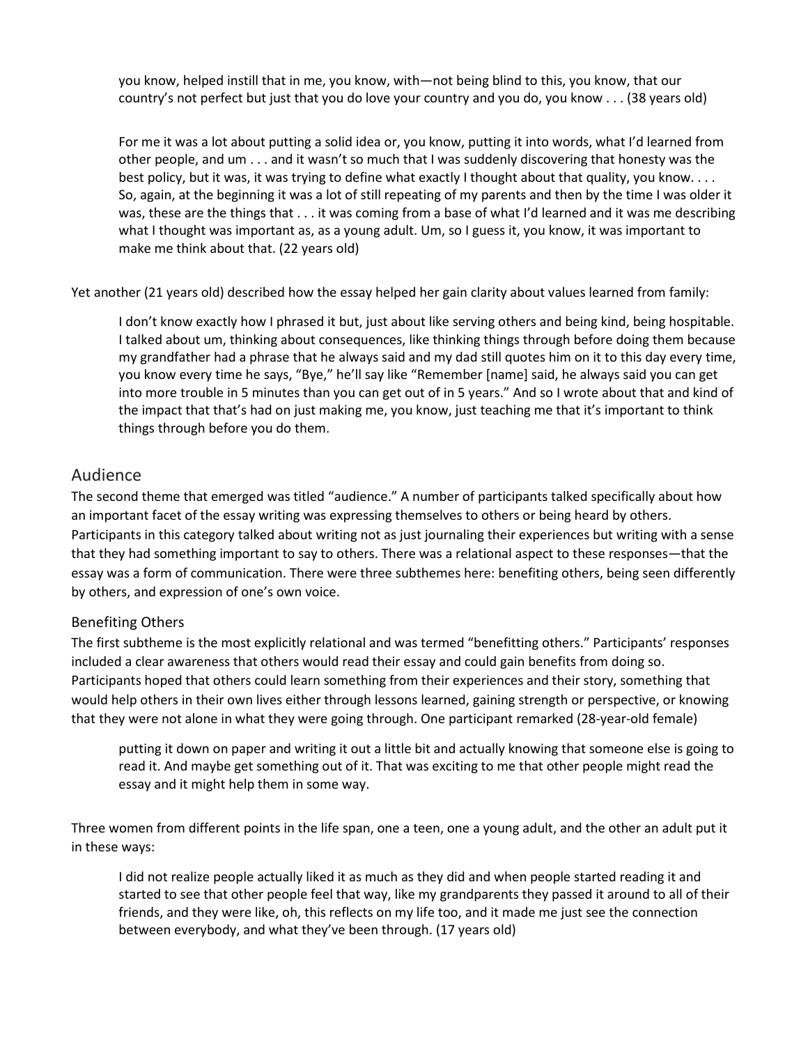> you know, helped instill that in me, you know, with—not being blind to this, you know, that our country's not perfect but just that you do love your country and you do, you know . . . (38 years old)

> For me it was a lot about putting a solid idea or, you know, putting it into words, what I'd learned from other people, and um . . . and it wasn't so much that I was suddenly discovering that honesty was the best policy, but it was, it was trying to define what exactly I thought about that quality, you know. . . . So, again, at the beginning it was a lot of still repeating of my parents and then by the time I was older it was, these are the things that . . . it was coming from a base of what I'd learned and it was me describing what I thought was important as, as a young adult. Um, so I guess it, you know, it was important to make me think about that. (22 years old)

Yet another (21 years old) described how the essay helped her gain clarity about values learned from family:

> I don't know exactly how I phrased it but, just about like serving others and being kind, being hospitable. I talked about um, thinking about consequences, like thinking things through before doing them because my grandfather had a phrase that he always said and my dad still quotes him on it to this day every time, you know every time he says, "Bye," he'll say like "Remember [name] said, he always said you can get into more trouble in 5 minutes than you can get out of in 5 years." And so I wrote about that and kind of the impact that that's had on just making me, you know, just teaching me that it's important to think things through before you do them.

## Audience

The second theme that emerged was titled "audience." A number of participants talked specifically about how an important facet of the essay writing was expressing themselves to others or being heard by others. Participants in this category talked about writing not as just journaling their experiences but writing with a sense that they had something important to say to others. There was a relational aspect to these responses—that the essay was a form of communication. There were three subthemes here: benefiting others, being seen differently by others, and expression of one's own voice.

### Benefiting Others

The first subtheme is the most explicitly relational and was termed "benefitting others." Participants' responses included a clear awareness that others would read their essay and could gain benefits from doing so. Participants hoped that others could learn something from their experiences and their story, something that would help others in their own lives either through lessons learned, gaining strength or perspective, or knowing that they were not alone in what they were going through. One participant remarked (28-year-old female)

> putting it down on paper and writing it out a little bit and actually knowing that someone else is going to read it. And maybe get something out of it. That was exciting to me that other people might read the essay and it might help them in some way.

Three women from different points in the life span, one a teen, one a young adult, and the other an adult put it in these ways:

> I did not realize people actually liked it as much as they did and when people started reading it and started to see that other people feel that way, like my grandparents they passed it around to all of their friends, and they were like, oh, this reflects on my life too, and it made me just see the connection between everybody, and what they've been through. (17 years old)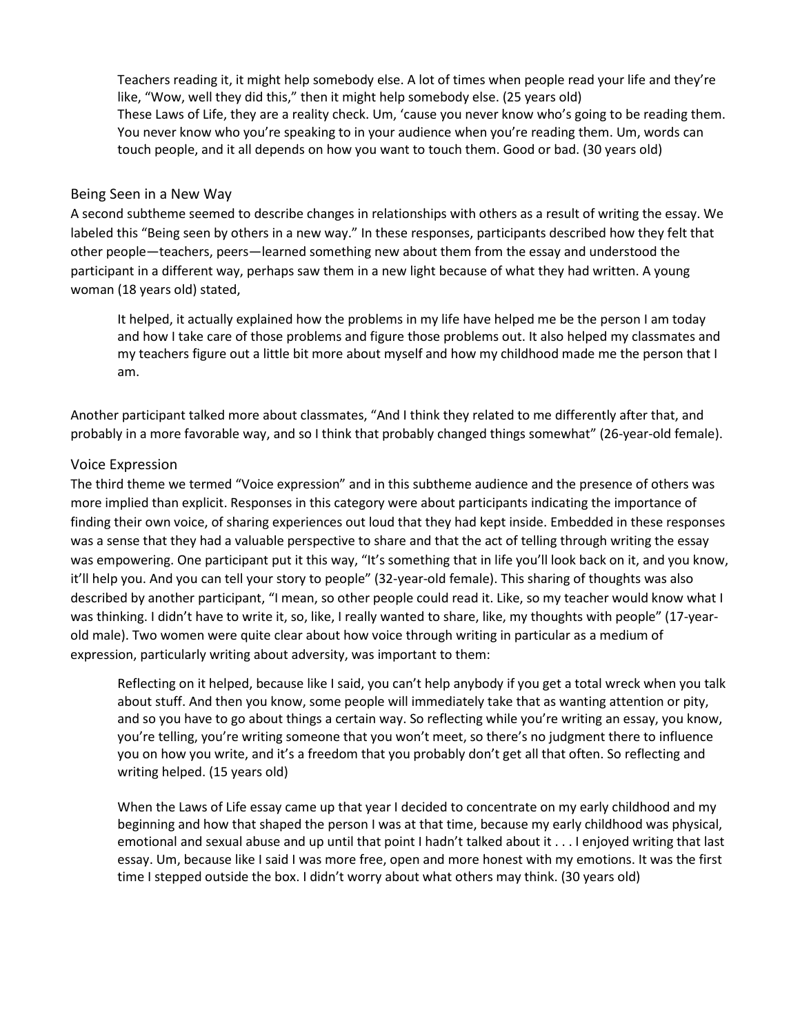> Teachers reading it, it might help somebody else. A lot of times when people read your life and they're like, "Wow, well they did this," then it might help somebody else. (25 years old)
> These Laws of Life, they are a reality check. Um, 'cause you never know who's going to be reading them. You never know who you're speaking to in your audience when you're reading them. Um, words can touch people, and it all depends on how you want to touch them. Good or bad. (30 years old)

### Being Seen in a New Way

A second subtheme seemed to describe changes in relationships with others as a result of writing the essay. We labeled this "Being seen by others in a new way." In these responses, participants described how they felt that other people—teachers, peers—learned something new about them from the essay and understood the participant in a different way, perhaps saw them in a new light because of what they had written. A young woman (18 years old) stated,

> It helped, it actually explained how the problems in my life have helped me be the person I am today and how I take care of those problems and figure those problems out. It also helped my classmates and my teachers figure out a little bit more about myself and how my childhood made me the person that I am.

Another participant talked more about classmates, "And I think they related to me differently after that, and probably in a more favorable way, and so I think that probably changed things somewhat" (26-year-old female).

### Voice Expression

The third theme we termed "Voice expression" and in this subtheme audience and the presence of others was more implied than explicit. Responses in this category were about participants indicating the importance of finding their own voice, of sharing experiences out loud that they had kept inside. Embedded in these responses was a sense that they had a valuable perspective to share and that the act of telling through writing the essay was empowering. One participant put it this way, "It's something that in life you'll look back on it, and you know, it'll help you. And you can tell your story to people" (32-year-old female). This sharing of thoughts was also described by another participant, "I mean, so other people could read it. Like, so my teacher would know what I was thinking. I didn't have to write it, so, like, I really wanted to share, like, my thoughts with people" (17-year-old male). Two women were quite clear about how voice through writing in particular as a medium of expression, particularly writing about adversity, was important to them:

> Reflecting on it helped, because like I said, you can't help anybody if you get a total wreck when you talk about stuff. And then you know, some people will immediately take that as wanting attention or pity, and so you have to go about things a certain way. So reflecting while you're writing an essay, you know, you're telling, you're writing someone that you won't meet, so there's no judgment there to influence you on how you write, and it's a freedom that you probably don't get all that often. So reflecting and writing helped. (15 years old)

> When the Laws of Life essay came up that year I decided to concentrate on my early childhood and my beginning and how that shaped the person I was at that time, because my early childhood was physical, emotional and sexual abuse and up until that point I hadn't talked about it . . . I enjoyed writing that last essay. Um, because like I said I was more free, open and more honest with my emotions. It was the first time I stepped outside the box. I didn't worry about what others may think. (30 years old)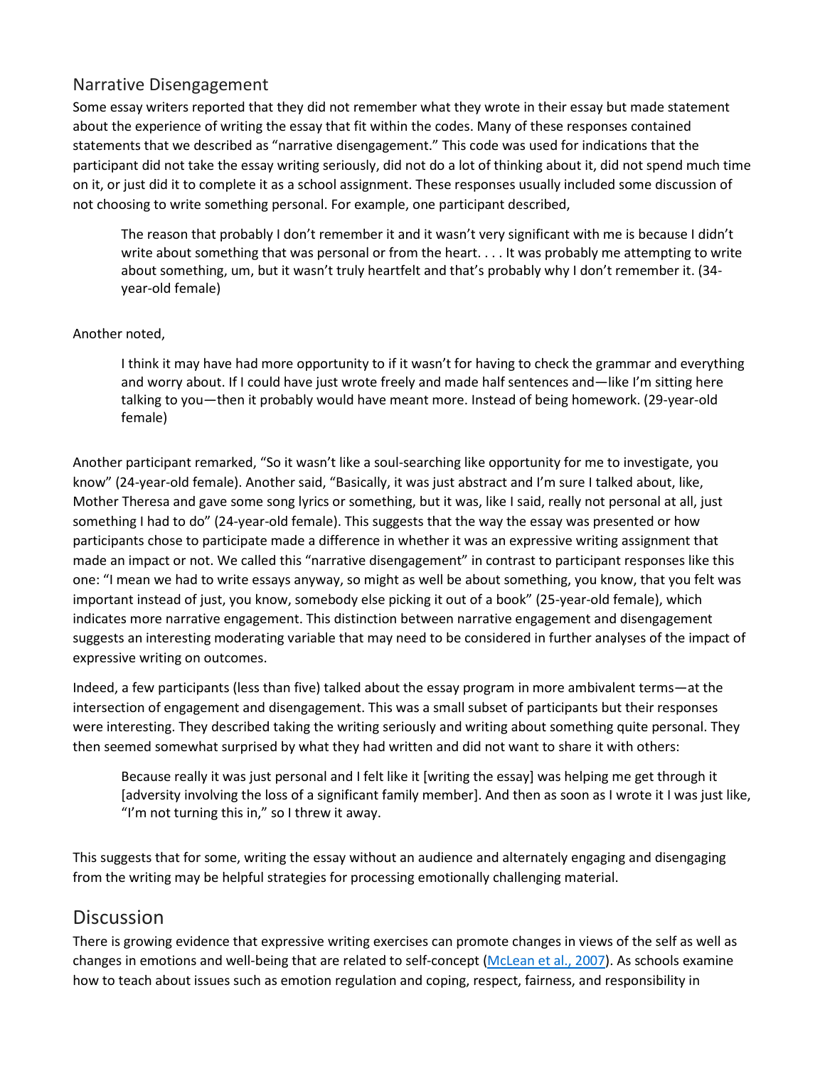## Narrative Disengagement

Some essay writers reported that they did not remember what they wrote in their essay but made statement about the experience of writing the essay that fit within the codes. Many of these responses contained statements that we described as "narrative disengagement." This code was used for indications that the participant did not take the essay writing seriously, did not do a lot of thinking about it, did not spend much time on it, or just did it to complete it as a school assignment. These responses usually included some discussion of not choosing to write something personal. For example, one participant described,

> The reason that probably I don't remember it and it wasn't very significant with me is because I didn't write about something that was personal or from the heart. . . . It was probably me attempting to write about something, um, but it wasn't truly heartfelt and that's probably why I don't remember it. (34-year-old female)

Another noted,

> I think it may have had more opportunity to if it wasn't for having to check the grammar and everything and worry about. If I could have just wrote freely and made half sentences and—like I'm sitting here talking to you—then it probably would have meant more. Instead of being homework. (29-year-old female)

Another participant remarked, "So it wasn't like a soul-searching like opportunity for me to investigate, you know" (24-year-old female). Another said, "Basically, it was just abstract and I'm sure I talked about, like, Mother Theresa and gave some song lyrics or something, but it was, like I said, really not personal at all, just something I had to do" (24-year-old female). This suggests that the way the essay was presented or how participants chose to participate made a difference in whether it was an expressive writing assignment that made an impact or not. We called this "narrative disengagement" in contrast to participant responses like this one: "I mean we had to write essays anyway, so might as well be about something, you know, that you felt was important instead of just, you know, somebody else picking it out of a book" (25-year-old female), which indicates more narrative engagement. This distinction between narrative engagement and disengagement suggests an interesting moderating variable that may need to be considered in further analyses of the impact of expressive writing on outcomes.

Indeed, a few participants (less than five) talked about the essay program in more ambivalent terms—at the intersection of engagement and disengagement. This was a small subset of participants but their responses were interesting. They described taking the writing seriously and writing about something quite personal. They then seemed somewhat surprised by what they had written and did not want to share it with others:

> Because really it was just personal and I felt like it [writing the essay] was helping me get through it [adversity involving the loss of a significant family member]. And then as soon as I wrote it I was just like, "I'm not turning this in," so I threw it away.

This suggests that for some, writing the essay without an audience and alternately engaging and disengaging from the writing may be helpful strategies for processing emotionally challenging material.

# Discussion

There is growing evidence that expressive writing exercises can promote changes in views of the self as well as changes in emotions and well-being that are related to self-concept (McLean et al., 2007). As schools examine how to teach about issues such as emotion regulation and coping, respect, fairness, and responsibility in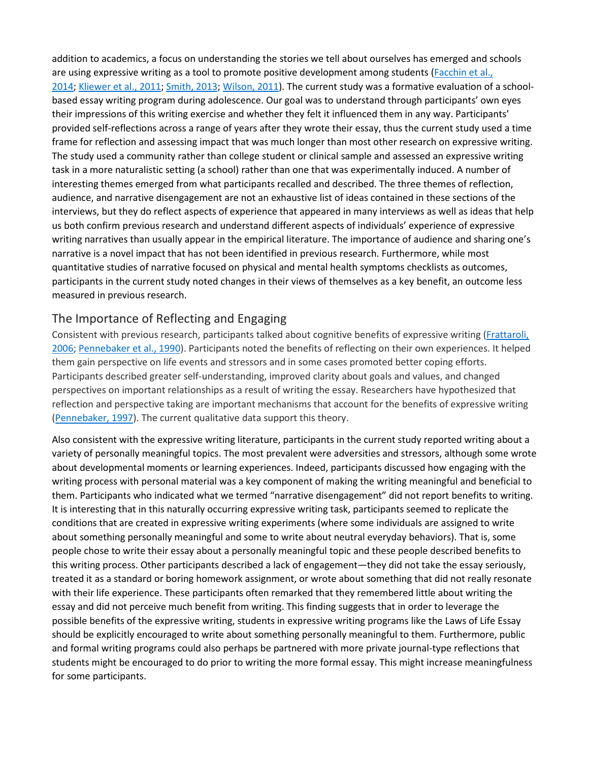addition to academics, a focus on understanding the stories we tell about ourselves has emerged and schools are using expressive writing as a tool to promote positive development among students (Facchin et al., 2014; Kliewer et al., 2011; Smith, 2013; Wilson, 2011). The current study was a formative evaluation of a school-based essay writing program during adolescence. Our goal was to understand through participants' own eyes their impressions of this writing exercise and whether they felt it influenced them in any way. Participants' provided self-reflections across a range of years after they wrote their essay, thus the current study used a time frame for reflection and assessing impact that was much longer than most other research on expressive writing. The study used a community rather than college student or clinical sample and assessed an expressive writing task in a more naturalistic setting (a school) rather than one that was experimentally induced. A number of interesting themes emerged from what participants recalled and described. The three themes of reflection, audience, and narrative disengagement are not an exhaustive list of ideas contained in these sections of the interviews, but they do reflect aspects of experience that appeared in many interviews as well as ideas that help us both confirm previous research and understand different aspects of individuals' experience of expressive writing narratives than usually appear in the empirical literature. The importance of audience and sharing one's narrative is a novel impact that has not been identified in previous research. Furthermore, while most quantitative studies of narrative focused on physical and mental health symptoms checklists as outcomes, participants in the current study noted changes in their views of themselves as a key benefit, an outcome less measured in previous research.

## The Importance of Reflecting and Engaging

Consistent with previous research, participants talked about cognitive benefits of expressive writing (Frattaroli, 2006; Pennebaker et al., 1990). Participants noted the benefits of reflecting on their own experiences. It helped them gain perspective on life events and stressors and in some cases promoted better coping efforts. Participants described greater self-understanding, improved clarity about goals and values, and changed perspectives on important relationships as a result of writing the essay. Researchers have hypothesized that reflection and perspective taking are important mechanisms that account for the benefits of expressive writing (Pennebaker, 1997). The current qualitative data support this theory.

Also consistent with the expressive writing literature, participants in the current study reported writing about a variety of personally meaningful topics. The most prevalent were adversities and stressors, although some wrote about developmental moments or learning experiences. Indeed, participants discussed how engaging with the writing process with personal material was a key component of making the writing meaningful and beneficial to them. Participants who indicated what we termed "narrative disengagement" did not report benefits to writing. It is interesting that in this naturally occurring expressive writing task, participants seemed to replicate the conditions that are created in expressive writing experiments (where some individuals are assigned to write about something personally meaningful and some to write about neutral everyday behaviors). That is, some people chose to write their essay about a personally meaningful topic and these people described benefits to this writing process. Other participants described a lack of engagement—they did not take the essay seriously, treated it as a standard or boring homework assignment, or wrote about something that did not really resonate with their life experience. These participants often remarked that they remembered little about writing the essay and did not perceive much benefit from writing. This finding suggests that in order to leverage the possible benefits of the expressive writing, students in expressive writing programs like the Laws of Life Essay should be explicitly encouraged to write about something personally meaningful to them. Furthermore, public and formal writing programs could also perhaps be partnered with more private journal-type reflections that students might be encouraged to do prior to writing the more formal essay. This might increase meaningfulness for some participants.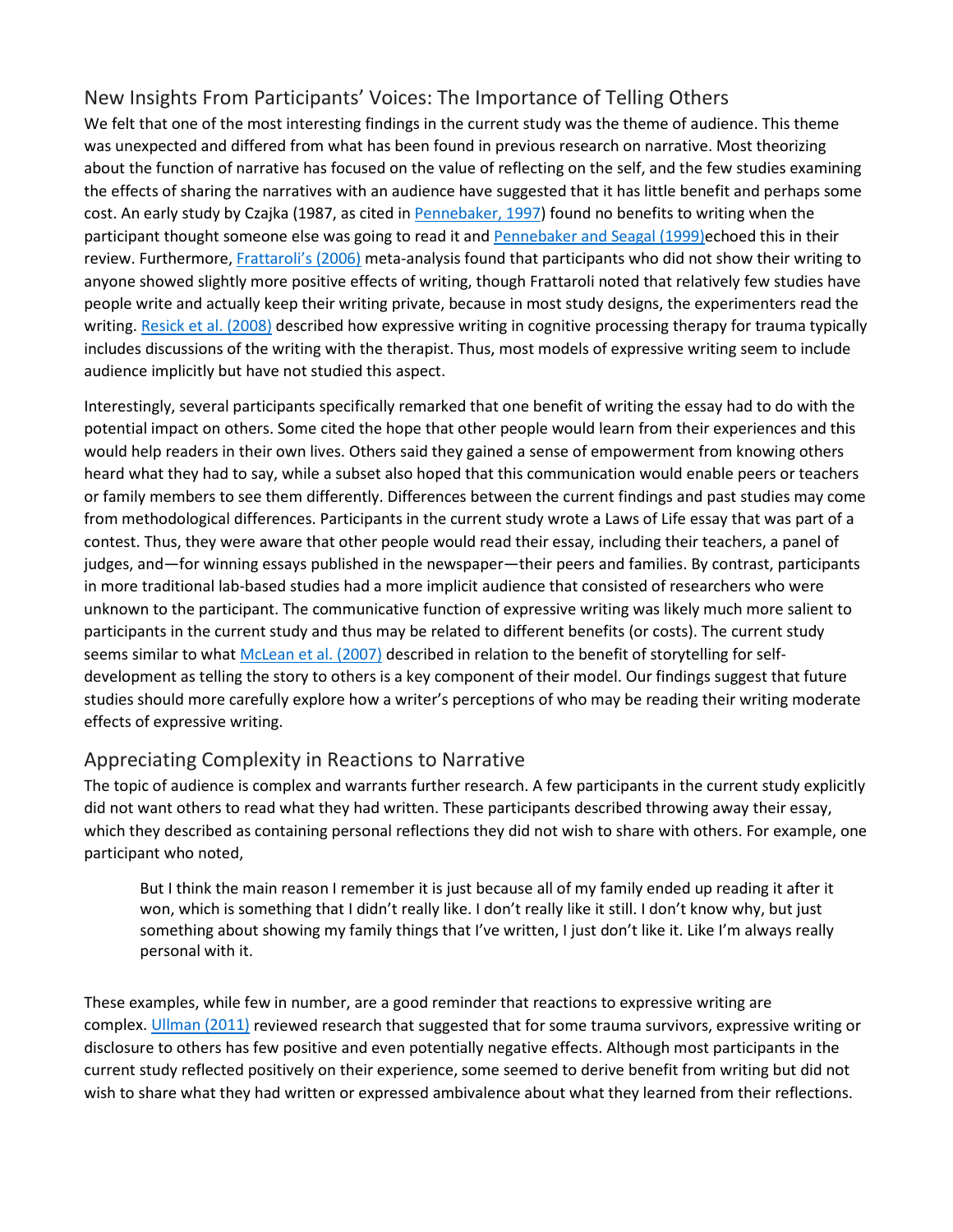## New Insights From Participants' Voices: The Importance of Telling Others

We felt that one of the most interesting findings in the current study was the theme of audience. This theme was unexpected and differed from what has been found in previous research on narrative. Most theorizing about the function of narrative has focused on the value of reflecting on the self, and the few studies examining the effects of sharing the narratives with an audience have suggested that it has little benefit and perhaps some cost. An early study by Czajka (1987, as cited in Pennebaker, 1997) found no benefits to writing when the participant thought someone else was going to read it and Pennebaker and Seagal (1999)echoed this in their review. Furthermore, Frattaroli's (2006) meta-analysis found that participants who did not show their writing to anyone showed slightly more positive effects of writing, though Frattaroli noted that relatively few studies have people write and actually keep their writing private, because in most study designs, the experimenters read the writing. Resick et al. (2008) described how expressive writing in cognitive processing therapy for trauma typically includes discussions of the writing with the therapist. Thus, most models of expressive writing seem to include audience implicitly but have not studied this aspect.

Interestingly, several participants specifically remarked that one benefit of writing the essay had to do with the potential impact on others. Some cited the hope that other people would learn from their experiences and this would help readers in their own lives. Others said they gained a sense of empowerment from knowing others heard what they had to say, while a subset also hoped that this communication would enable peers or teachers or family members to see them differently. Differences between the current findings and past studies may come from methodological differences. Participants in the current study wrote a Laws of Life essay that was part of a contest. Thus, they were aware that other people would read their essay, including their teachers, a panel of judges, and—for winning essays published in the newspaper—their peers and families. By contrast, participants in more traditional lab-based studies had a more implicit audience that consisted of researchers who were unknown to the participant. The communicative function of expressive writing was likely much more salient to participants in the current study and thus may be related to different benefits (or costs). The current study seems similar to what McLean et al. (2007) described in relation to the benefit of storytelling for self-development as telling the story to others is a key component of their model. Our findings suggest that future studies should more carefully explore how a writer's perceptions of who may be reading their writing moderate effects of expressive writing.

## Appreciating Complexity in Reactions to Narrative

The topic of audience is complex and warrants further research. A few participants in the current study explicitly did not want others to read what they had written. These participants described throwing away their essay, which they described as containing personal reflections they did not wish to share with others. For example, one participant who noted,

> But I think the main reason I remember it is just because all of my family ended up reading it after it won, which is something that I didn't really like. I don't really like it still. I don't know why, but just something about showing my family things that I've written, I just don't like it. Like I'm always really personal with it.

These examples, while few in number, are a good reminder that reactions to expressive writing are complex. Ullman (2011) reviewed research that suggested that for some trauma survivors, expressive writing or disclosure to others has few positive and even potentially negative effects. Although most participants in the current study reflected positively on their experience, some seemed to derive benefit from writing but did not wish to share what they had written or expressed ambivalence about what they learned from their reflections.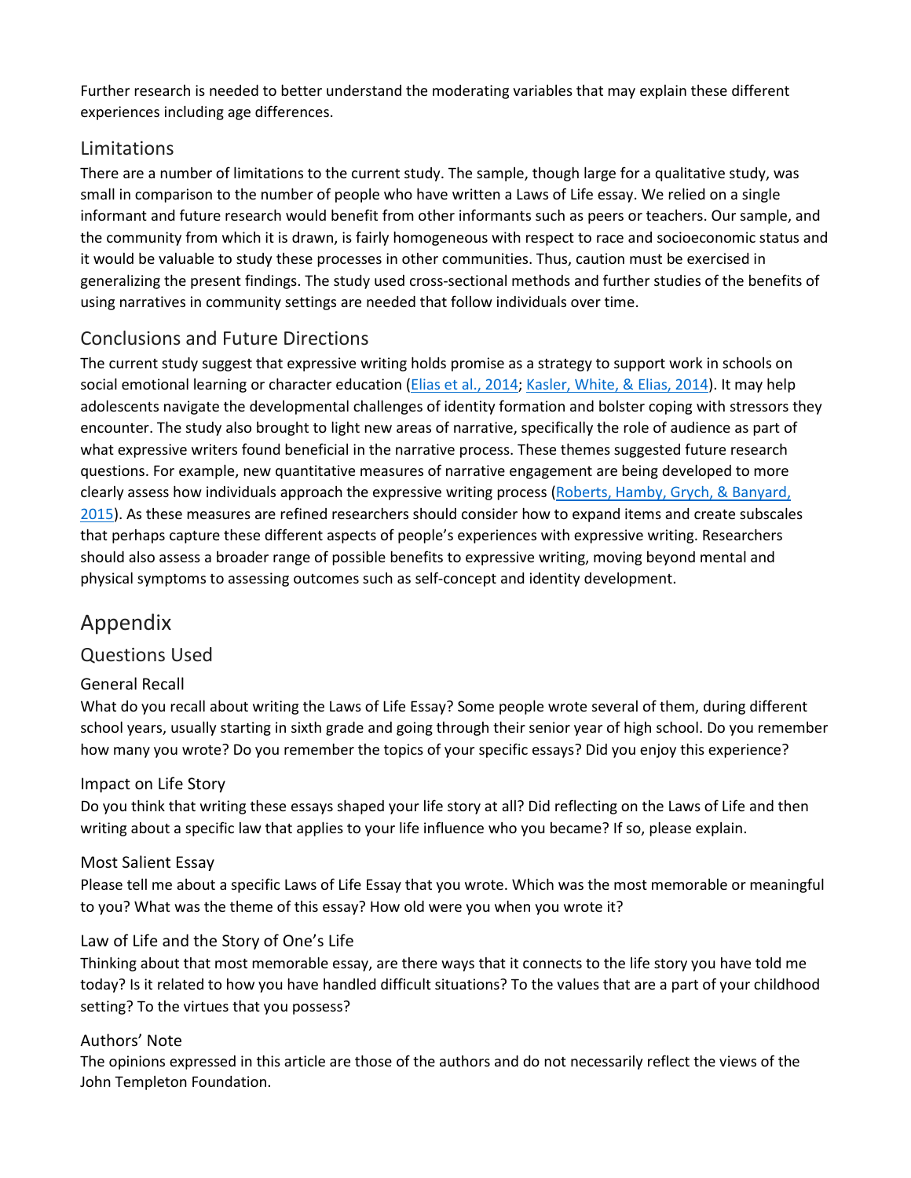Further research is needed to better understand the moderating variables that may explain these different experiences including age differences.

## Limitations

There are a number of limitations to the current study. The sample, though large for a qualitative study, was small in comparison to the number of people who have written a Laws of Life essay. We relied on a single informant and future research would benefit from other informants such as peers or teachers. Our sample, and the community from which it is drawn, is fairly homogeneous with respect to race and socioeconomic status and it would be valuable to study these processes in other communities. Thus, caution must be exercised in generalizing the present findings. The study used cross-sectional methods and further studies of the benefits of using narratives in community settings are needed that follow individuals over time.

## Conclusions and Future Directions

The current study suggest that expressive writing holds promise as a strategy to support work in schools on social emotional learning or character education (Elias et al., 2014; Kasler, White, & Elias, 2014). It may help adolescents navigate the developmental challenges of identity formation and bolster coping with stressors they encounter. The study also brought to light new areas of narrative, specifically the role of audience as part of what expressive writers found beneficial in the narrative process. These themes suggested future research questions. For example, new quantitative measures of narrative engagement are being developed to more clearly assess how individuals approach the expressive writing process (Roberts, Hamby, Grych, & Banyard, 2015). As these measures are refined researchers should consider how to expand items and create subscales that perhaps capture these different aspects of people's experiences with expressive writing. Researchers should also assess a broader range of possible benefits to expressive writing, moving beyond mental and physical symptoms to assessing outcomes such as self-concept and identity development.

# Appendix

## Questions Used

### General Recall

What do you recall about writing the Laws of Life Essay? Some people wrote several of them, during different school years, usually starting in sixth grade and going through their senior year of high school. Do you remember how many you wrote? Do you remember the topics of your specific essays? Did you enjoy this experience?

### Impact on Life Story

Do you think that writing these essays shaped your life story at all? Did reflecting on the Laws of Life and then writing about a specific law that applies to your life influence who you became? If so, please explain.

### Most Salient Essay

Please tell me about a specific Laws of Life Essay that you wrote. Which was the most memorable or meaningful to you? What was the theme of this essay? How old were you when you wrote it?

### Law of Life and the Story of One's Life

Thinking about that most memorable essay, are there ways that it connects to the life story you have told me today? Is it related to how you have handled difficult situations? To the values that are a part of your childhood setting? To the virtues that you possess?

### Authors' Note

The opinions expressed in this article are those of the authors and do not necessarily reflect the views of the John Templeton Foundation.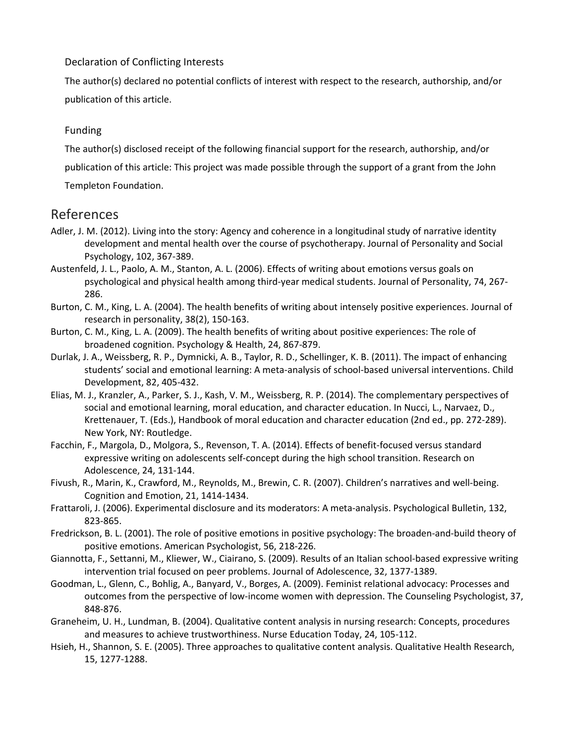### Declaration of Conflicting Interests

The author(s) declared no potential conflicts of interest with respect to the research, authorship, and/or publication of this article.

### Funding

The author(s) disclosed receipt of the following financial support for the research, authorship, and/or publication of this article: This project was made possible through the support of a grant from the John Templeton Foundation.

## References

Adler, J. M. (2012). Living into the story: Agency and coherence in a longitudinal study of narrative identity development and mental health over the course of psychotherapy. Journal of Personality and Social Psychology, 102, 367-389.

Austenfeld, J. L., Paolo, A. M., Stanton, A. L. (2006). Effects of writing about emotions versus goals on psychological and physical health among third-year medical students. Journal of Personality, 74, 267-286.

Burton, C. M., King, L. A. (2004). The health benefits of writing about intensely positive experiences. Journal of research in personality, 38(2), 150-163.

Burton, C. M., King, L. A. (2009). The health benefits of writing about positive experiences: The role of broadened cognition. Psychology & Health, 24, 867-879.

Durlak, J. A., Weissberg, R. P., Dymnicki, A. B., Taylor, R. D., Schellinger, K. B. (2011). The impact of enhancing students' social and emotional learning: A meta-analysis of school-based universal interventions. Child Development, 82, 405-432.

Elias, M. J., Kranzler, A., Parker, S. J., Kash, V. M., Weissberg, R. P. (2014). The complementary perspectives of social and emotional learning, moral education, and character education. In Nucci, L., Narvaez, D., Krettenauer, T. (Eds.), Handbook of moral education and character education (2nd ed., pp. 272-289). New York, NY: Routledge.

Facchin, F., Margola, D., Molgora, S., Revenson, T. A. (2014). Effects of benefit-focused versus standard expressive writing on adolescents self-concept during the high school transition. Research on Adolescence, 24, 131-144.

Fivush, R., Marin, K., Crawford, M., Reynolds, M., Brewin, C. R. (2007). Children's narratives and well-being. Cognition and Emotion, 21, 1414-1434.

Frattaroli, J. (2006). Experimental disclosure and its moderators: A meta-analysis. Psychological Bulletin, 132, 823-865.

Fredrickson, B. L. (2001). The role of positive emotions in positive psychology: The broaden-and-build theory of positive emotions. American Psychologist, 56, 218-226.

Giannotta, F., Settanni, M., Kliewer, W., Ciairano, S. (2009). Results of an Italian school-based expressive writing intervention trial focused on peer problems. Journal of Adolescence, 32, 1377-1389.

Goodman, L., Glenn, C., Bohlig, A., Banyard, V., Borges, A. (2009). Feminist relational advocacy: Processes and outcomes from the perspective of low-income women with depression. The Counseling Psychologist, 37, 848-876.

Graneheim, U. H., Lundman, B. (2004). Qualitative content analysis in nursing research: Concepts, procedures and measures to achieve trustworthiness. Nurse Education Today, 24, 105-112.

Hsieh, H., Shannon, S. E. (2005). Three approaches to qualitative content analysis. Qualitative Health Research, 15, 1277-1288.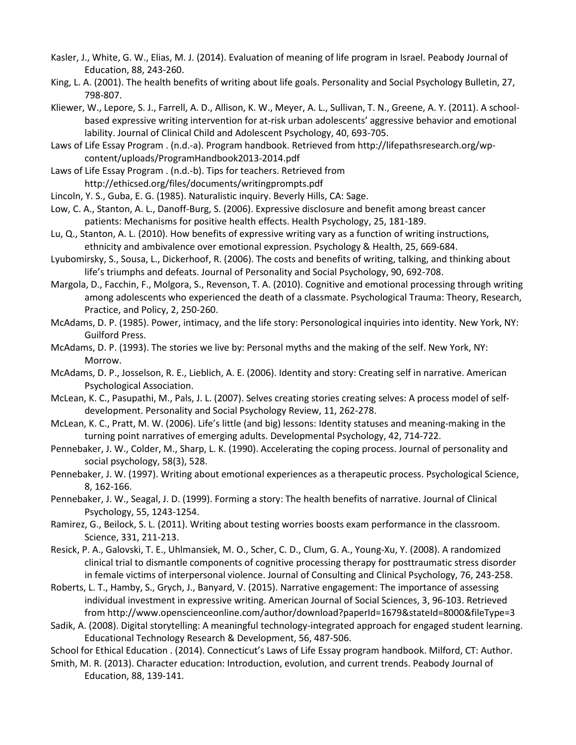Kasler, J., White, G. W., Elias, M. J. (2014). Evaluation of meaning of life program in Israel. Peabody Journal of Education, 88, 243-260.

King, L. A. (2001). The health benefits of writing about life goals. Personality and Social Psychology Bulletin, 27, 798-807.

Kliewer, W., Lepore, S. J., Farrell, A. D., Allison, K. W., Meyer, A. L., Sullivan, T. N., Greene, A. Y. (2011). A school-based expressive writing intervention for at-risk urban adolescents' aggressive behavior and emotional lability. Journal of Clinical Child and Adolescent Psychology, 40, 693-705.

Laws of Life Essay Program . (n.d.-a). Program handbook. Retrieved from http://lifepathsresearch.org/wp-content/uploads/ProgramHandbook2013-2014.pdf

Laws of Life Essay Program . (n.d.-b). Tips for teachers. Retrieved from http://ethicsed.org/files/documents/writingprompts.pdf

Lincoln, Y. S., Guba, E. G. (1985). Naturalistic inquiry. Beverly Hills, CA: Sage.

Low, C. A., Stanton, A. L., Danoff-Burg, S. (2006). Expressive disclosure and benefit among breast cancer patients: Mechanisms for positive health effects. Health Psychology, 25, 181-189.

Lu, Q., Stanton, A. L. (2010). How benefits of expressive writing vary as a function of writing instructions, ethnicity and ambivalence over emotional expression. Psychology & Health, 25, 669-684.

Lyubomirsky, S., Sousa, L., Dickerhoof, R. (2006). The costs and benefits of writing, talking, and thinking about life's triumphs and defeats. Journal of Personality and Social Psychology, 90, 692-708.

Margola, D., Facchin, F., Molgora, S., Revenson, T. A. (2010). Cognitive and emotional processing through writing among adolescents who experienced the death of a classmate. Psychological Trauma: Theory, Research, Practice, and Policy, 2, 250-260.

McAdams, D. P. (1985). Power, intimacy, and the life story: Personological inquiries into identity. New York, NY: Guilford Press.

McAdams, D. P. (1993). The stories we live by: Personal myths and the making of the self. New York, NY: Morrow.

McAdams, D. P., Josselson, R. E., Lieblich, A. E. (2006). Identity and story: Creating self in narrative. American Psychological Association.

McLean, K. C., Pasupathi, M., Pals, J. L. (2007). Selves creating stories creating selves: A process model of self-development. Personality and Social Psychology Review, 11, 262-278.

McLean, K. C., Pratt, M. W. (2006). Life's little (and big) lessons: Identity statuses and meaning-making in the turning point narratives of emerging adults. Developmental Psychology, 42, 714-722.

Pennebaker, J. W., Colder, M., Sharp, L. K. (1990). Accelerating the coping process. Journal of personality and social psychology, 58(3), 528.

Pennebaker, J. W. (1997). Writing about emotional experiences as a therapeutic process. Psychological Science, 8, 162-166.

Pennebaker, J. W., Seagal, J. D. (1999). Forming a story: The health benefits of narrative. Journal of Clinical Psychology, 55, 1243-1254.

Ramirez, G., Beilock, S. L. (2011). Writing about testing worries boosts exam performance in the classroom. Science, 331, 211-213.

Resick, P. A., Galovski, T. E., Uhlmansiek, M. O., Scher, C. D., Clum, G. A., Young-Xu, Y. (2008). A randomized clinical trial to dismantle components of cognitive processing therapy for posttraumatic stress disorder in female victims of interpersonal violence. Journal of Consulting and Clinical Psychology, 76, 243-258.

Roberts, L. T., Hamby, S., Grych, J., Banyard, V. (2015). Narrative engagement: The importance of assessing individual investment in expressive writing. American Journal of Social Sciences, 3, 96-103. Retrieved from http://www.openscienceonline.com/author/download?paperId=1679&stateId=8000&fileType=3

Sadik, A. (2008). Digital storytelling: A meaningful technology-integrated approach for engaged student learning. Educational Technology Research & Development, 56, 487-506.

School for Ethical Education . (2014). Connecticut's Laws of Life Essay program handbook. Milford, CT: Author.

Smith, M. R. (2013). Character education: Introduction, evolution, and current trends. Peabody Journal of Education, 88, 139-141.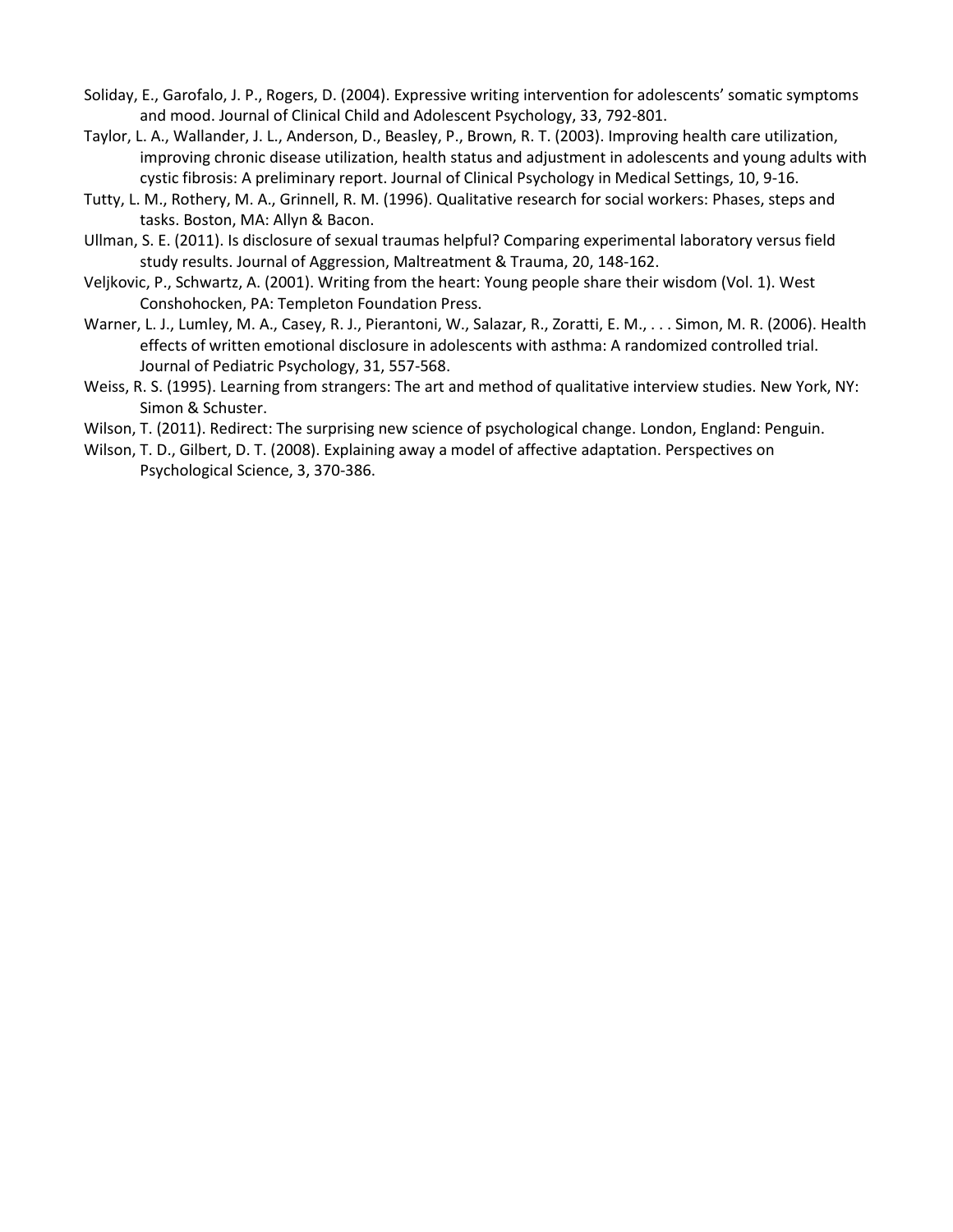Soliday, E., Garofalo, J. P., Rogers, D. (2004). Expressive writing intervention for adolescents' somatic symptoms and mood. Journal of Clinical Child and Adolescent Psychology, 33, 792-801.

Taylor, L. A., Wallander, J. L., Anderson, D., Beasley, P., Brown, R. T. (2003). Improving health care utilization, improving chronic disease utilization, health status and adjustment in adolescents and young adults with cystic fibrosis: A preliminary report. Journal of Clinical Psychology in Medical Settings, 10, 9-16.

Tutty, L. M., Rothery, M. A., Grinnell, R. M. (1996). Qualitative research for social workers: Phases, steps and tasks. Boston, MA: Allyn & Bacon.

Ullman, S. E. (2011). Is disclosure of sexual traumas helpful? Comparing experimental laboratory versus field study results. Journal of Aggression, Maltreatment & Trauma, 20, 148-162.

Veljkovic, P., Schwartz, A. (2001). Writing from the heart: Young people share their wisdom (Vol. 1). West Conshohocken, PA: Templeton Foundation Press.

Warner, L. J., Lumley, M. A., Casey, R. J., Pierantoni, W., Salazar, R., Zoratti, E. M., . . . Simon, M. R. (2006). Health effects of written emotional disclosure in adolescents with asthma: A randomized controlled trial. Journal of Pediatric Psychology, 31, 557-568.

Weiss, R. S. (1995). Learning from strangers: The art and method of qualitative interview studies. New York, NY: Simon & Schuster.

Wilson, T. (2011). Redirect: The surprising new science of psychological change. London, England: Penguin.

Wilson, T. D., Gilbert, D. T. (2008). Explaining away a model of affective adaptation. Perspectives on Psychological Science, 3, 370-386.